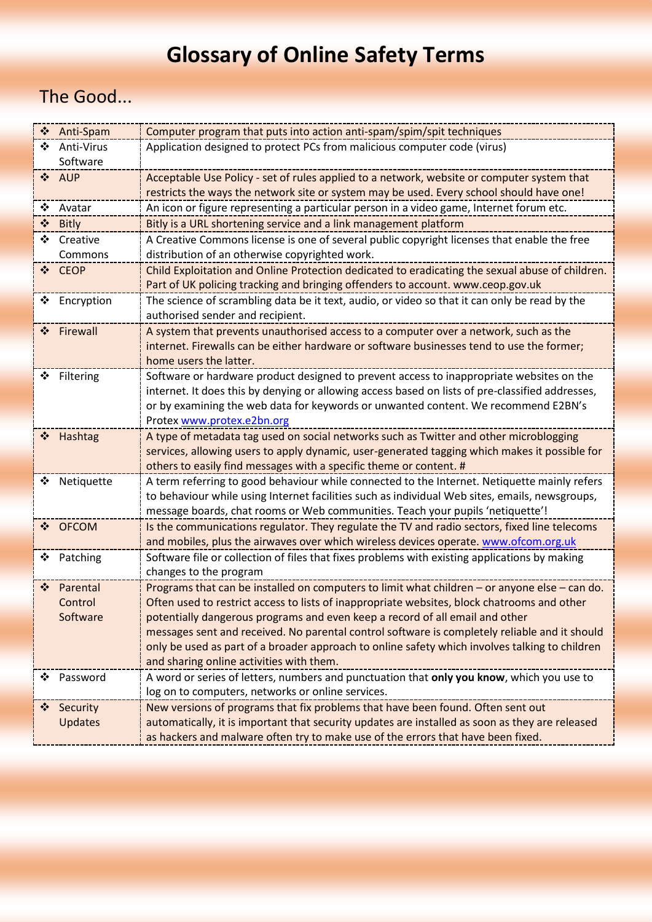# Glossary of Online Safety Terms

## The Good...

| Term | Definition |
|---|---|
| ❖ Anti-Spam | Computer program that puts into action anti-spam/spim/spit techniques |
| ❖ Anti-Virus Software | Application designed to protect PCs from malicious computer code (virus) |
| ❖ AUP | Acceptable Use Policy - set of rules applied to a network, website or computer system that restricts the ways the network site or system may be used. Every school should have one! |
| ❖ Avatar | An icon or figure representing a particular person in a video game, Internet forum etc. |
| ❖ Bitly | Bitly is a URL shortening service and a link management platform |
| ❖ Creative Commons | A Creative Commons license is one of several public copyright licenses that enable the free distribution of an otherwise copyrighted work. |
| ❖ CEOP | Child Exploitation and Online Protection dedicated to eradicating the sexual abuse of children. Part of UK policing tracking and bringing offenders to account. www.ceop.gov.uk |
| ❖ Encryption | The science of scrambling data be it text, audio, or video so that it can only be read by the authorised sender and recipient. |
| ❖ Firewall | A system that prevents unauthorised access to a computer over a network, such as the internet. Firewalls can be either hardware or software businesses tend to use the former; home users the latter. |
| ❖ Filtering | Software or hardware product designed to prevent access to inappropriate websites on the internet. It does this by denying or allowing access based on lists of pre-classified addresses, or by examining the web data for keywords or unwanted content. We recommend E2BN's Protex www.protex.e2bn.org |
| ❖ Hashtag | A type of metadata tag used on social networks such as Twitter and other microblogging services, allowing users to apply dynamic, user-generated tagging which makes it possible for others to easily find messages with a specific theme or content. # |
| ❖ Netiquette | A term referring to good behaviour while connected to the Internet. Netiquette mainly refers to behaviour while using Internet facilities such as individual Web sites, emails, newsgroups, message boards, chat rooms or Web communities. Teach your pupils 'netiquette'! |
| ❖ OFCOM | Is the communications regulator. They regulate the TV and radio sectors, fixed line telecoms and mobiles, plus the airwaves over which wireless devices operate. www.ofcom.org.uk |
| ❖ Patching | Software file or collection of files that fixes problems with existing applications by making changes to the program |
| ❖ Parental Control Software | Programs that can be installed on computers to limit what children – or anyone else – can do. Often used to restrict access to lists of inappropriate websites, block chatrooms and other potentially dangerous programs and even keep a record of all email and other messages sent and received. No parental control software is completely reliable and it should only be used as part of a broader approach to online safety which involves talking to children and sharing online activities with them. |
| ❖ Password | A word or series of letters, numbers and punctuation that **only you know**, which you use to log on to computers, networks or online services. |
| ❖ Security Updates | New versions of programs that fix problems that have been found. Often sent out automatically, it is important that security updates are installed as soon as they are released as hackers and malware often try to make use of the errors that have been fixed. |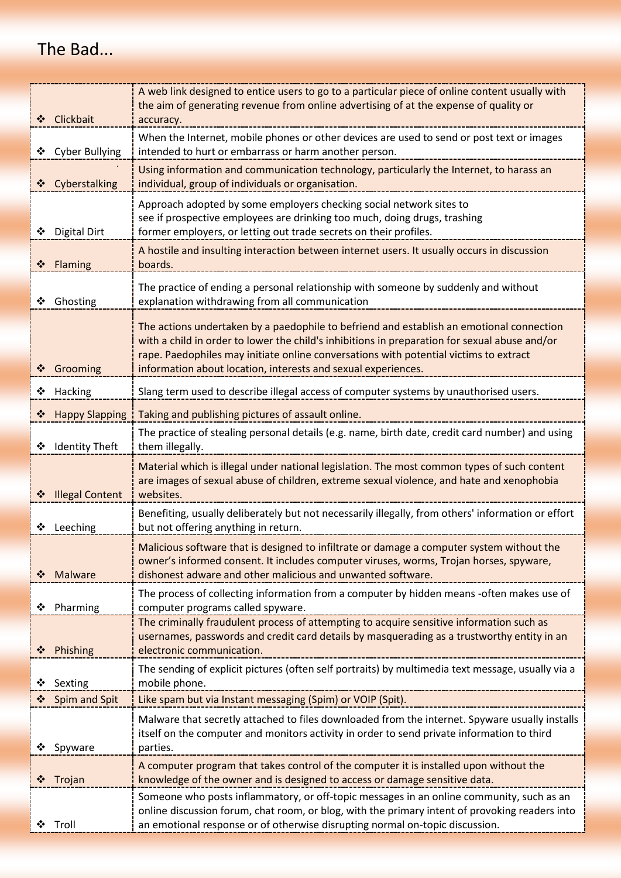# The Bad...

| Term | Definition |
| --- | --- |
| ❖ Clickbait | A web link designed to entice users to go to a particular piece of online content usually with the aim of generating revenue from online advertising of at the expense of quality or accuracy. |
| ❖ Cyber Bullying | When the Internet, mobile phones or other devices are used to send or post text or images intended to hurt or embarrass or harm another person. |
| ❖ Cyberstalking | Using information and communication technology, particularly the Internet, to harass an individual, group of individuals or organisation. |
| ❖ Digital Dirt | Approach adopted by some employers checking social network sites to see if prospective employees are drinking too much, doing drugs, trashing former employers, or letting out trade secrets on their profiles. |
| ❖ Flaming | A hostile and insulting interaction between internet users. It usually occurs in discussion boards. |
| ❖ Ghosting | The practice of ending a personal relationship with someone by suddenly and without explanation withdrawing from all communication |
| ❖ Grooming | The actions undertaken by a paedophile to befriend and establish an emotional connection with a child in order to lower the child's inhibitions in preparation for sexual abuse and/or rape. Paedophiles may initiate online conversations with potential victims to extract information about location, interests and sexual experiences. |
| ❖ Hacking | Slang term used to describe illegal access of computer systems by unauthorised users. |
| ❖ Happy Slapping | Taking and publishing pictures of assault online. |
| ❖ Identity Theft | The practice of stealing personal details (e.g. name, birth date, credit card number) and using them illegally. |
| ❖ Illegal Content | Material which is illegal under national legislation. The most common types of such content are images of sexual abuse of children, extreme sexual violence, and hate and xenophobia websites. |
| ❖ Leeching | Benefiting, usually deliberately but not necessarily illegally, from others' information or effort but not offering anything in return. |
| ❖ Malware | Malicious software that is designed to infiltrate or damage a computer system without the owner's informed consent. It includes computer viruses, worms, Trojan horses, spyware, dishonest adware and other malicious and unwanted software. |
| ❖ Pharming | The process of collecting information from a computer by hidden means -often makes use of computer programs called spyware. |
| ❖ Phishing | The criminally fraudulent process of attempting to acquire sensitive information such as usernames, passwords and credit card details by masquerading as a trustworthy entity in an electronic communication. |
| ❖ Sexting | The sending of explicit pictures (often self portraits) by multimedia text message, usually via a mobile phone. |
| ❖ Spim and Spit | Like spam but via Instant messaging (Spim) or VOIP (Spit). |
| ❖ Spyware | Malware that secretly attached to files downloaded from the internet. Spyware usually installs itself on the computer and monitors activity in order to send private information to third parties. |
| ❖ Trojan | A computer program that takes control of the computer it is installed upon without the knowledge of the owner and is designed to access or damage sensitive data. |
| ❖ Troll | Someone who posts inflammatory, or off-topic messages in an online community, such as an online discussion forum, chat room, or blog, with the primary intent of provoking readers into an emotional response or of otherwise disrupting normal on-topic discussion. |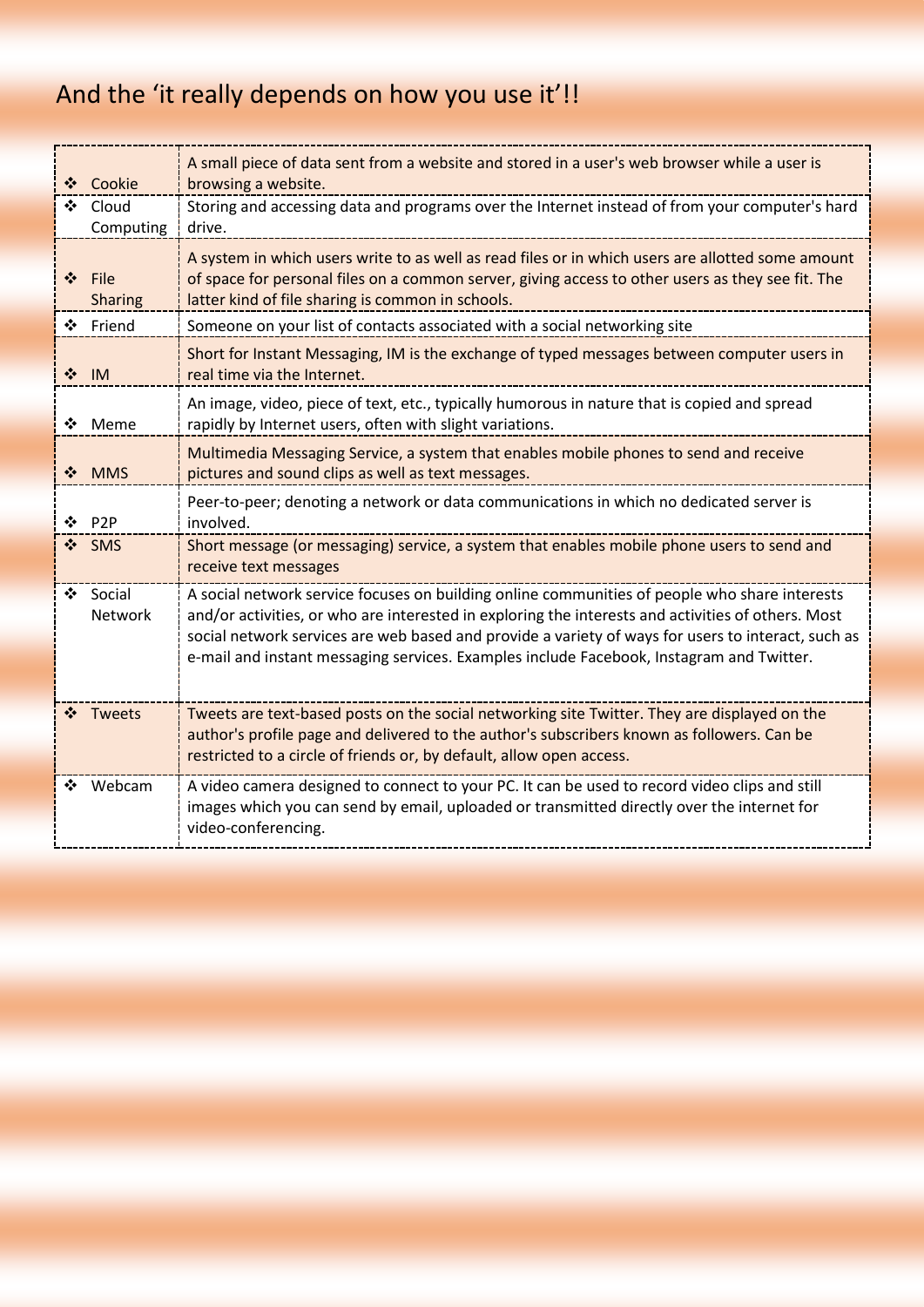# And the 'it really depends on how you use it'!!

| | |
|---|---|
| ❖ Cookie | A small piece of data sent from a website and stored in a user's web browser while a user is browsing a website. |
| ❖ Cloud Computing | Storing and accessing data and programs over the Internet instead of from your computer's hard drive. |
| ❖ File Sharing | A system in which users write to as well as read files or in which users are allotted some amount of space for personal files on a common server, giving access to other users as they see fit. The latter kind of file sharing is common in schools. |
| ❖ Friend | Someone on your list of contacts associated with a social networking site |
| ❖ IM | Short for Instant Messaging, IM is the exchange of typed messages between computer users in real time via the Internet. |
| ❖ Meme | An image, video, piece of text, etc., typically humorous in nature that is copied and spread rapidly by Internet users, often with slight variations. |
| ❖ MMS | Multimedia Messaging Service, a system that enables mobile phones to send and receive pictures and sound clips as well as text messages. |
| ❖ P2P | Peer-to-peer; denoting a network or data communications in which no dedicated server is involved. |
| ❖ SMS | Short message (or messaging) service, a system that enables mobile phone users to send and receive text messages |
| ❖ Social Network | A social network service focuses on building online communities of people who share interests and/or activities, or who are interested in exploring the interests and activities of others. Most social network services are web based and provide a variety of ways for users to interact, such as e-mail and instant messaging services. Examples include Facebook, Instagram and Twitter. |
| ❖ Tweets | Tweets are text-based posts on the social networking site Twitter. They are displayed on the author's profile page and delivered to the author's subscribers known as followers. Can be restricted to a circle of friends or, by default, allow open access. |
| ❖ Webcam | A video camera designed to connect to your PC. It can be used to record video clips and still images which you can send by email, uploaded or transmitted directly over the internet for video-conferencing. |